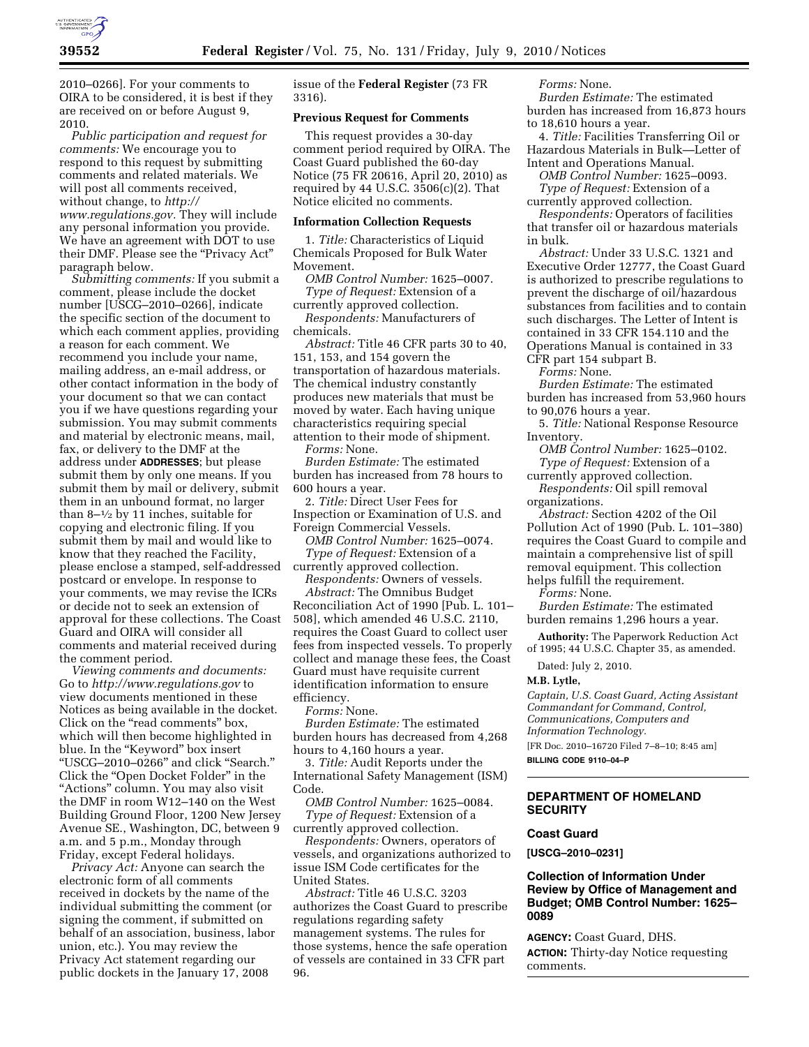2010–0266]. For your comments to OIRA to be considered, it is best if they are received on or before August 9, 2010.

*Public participation and request for comments:* We encourage you to respond to this request by submitting comments and related materials. We will post all comments received, without change, to *http://www.regulations.gov.* They will include any personal information you provide. We have an agreement with DOT to use their DMF. Please see the "Privacy Act" paragraph below.

*Submitting comments:* If you submit a comment, please include the docket number [USCG–2010–0266], indicate the specific section of the document to which each comment applies, providing a reason for each comment. We recommend you include your name, mailing address, an e-mail address, or other contact information in the body of your document so that we can contact you if we have questions regarding your submission. You may submit comments and material by electronic means, mail, fax, or delivery to the DMF at the address under **ADDRESSES**; but please submit them by only one means. If you submit them by mail or delivery, submit them in an unbound format, no larger than 8–½ by 11 inches, suitable for copying and electronic filing. If you submit them by mail and would like to know that they reached the Facility, please enclose a stamped, self-addressed postcard or envelope. In response to your comments, we may revise the ICRs or decide not to seek an extension of approval for these collections. The Coast Guard and OIRA will consider all comments and material received during the comment period.

*Viewing comments and documents:* Go to *http://www.regulations.gov* to view documents mentioned in these Notices as being available in the docket. Click on the "read comments" box, which will then become highlighted in blue. In the "Keyword" box insert "USCG–2010–0266" and click "Search." Click the "Open Docket Folder" in the "Actions" column. You may also visit the DMF in room W12–140 on the West Building Ground Floor, 1200 New Jersey Avenue SE., Washington, DC, between 9 a.m. and 5 p.m., Monday through Friday, except Federal holidays.

*Privacy Act:* Anyone can search the electronic form of all comments received in dockets by the name of the individual submitting the comment (or signing the comment, if submitted on behalf of an association, business, labor union, etc.). You may review the Privacy Act statement regarding our public dockets in the January 17, 2008 issue of the **Federal Register** (73 FR 3316).

**Previous Request for Comments**

This request provides a 30-day comment period required by OIRA. The Coast Guard published the 60-day Notice (75 FR 20616, April 20, 2010) as required by 44 U.S.C. 3506(c)(2). That Notice elicited no comments.

**Information Collection Requests**

1. *Title:* Characteristics of Liquid Chemicals Proposed for Bulk Water Movement.

*OMB Control Number:* 1625–0007.

*Type of Request:* Extension of a currently approved collection.

*Respondents:* Manufacturers of chemicals.

*Abstract:* Title 46 CFR parts 30 to 40, 151, 153, and 154 govern the transportation of hazardous materials. The chemical industry constantly produces new materials that must be moved by water. Each having unique characteristics requiring special attention to their mode of shipment.

*Forms:* None.

*Burden Estimate:* The estimated burden has increased from 78 hours to 600 hours a year.

2. *Title:* Direct User Fees for Inspection or Examination of U.S. and Foreign Commercial Vessels.

*OMB Control Number:* 1625–0074.

*Type of Request:* Extension of a currently approved collection.

*Respondents:* Owners of vessels.

*Abstract:* The Omnibus Budget Reconciliation Act of 1990 [Pub. L. 101–508], which amended 46 U.S.C. 2110, requires the Coast Guard to collect user fees from inspected vessels. To properly collect and manage these fees, the Coast Guard must have requisite current identification information to ensure efficiency.

*Forms:* None.

*Burden Estimate:* The estimated burden hours has decreased from 4,268 hours to 4,160 hours a year.

3. *Title:* Audit Reports under the International Safety Management (ISM) Code.

*OMB Control Number:* 1625–0084.

*Type of Request:* Extension of a currently approved collection.

*Respondents:* Owners, operators of vessels, and organizations authorized to issue ISM Code certificates for the United States.

*Abstract:* Title 46 U.S.C. 3203 authorizes the Coast Guard to prescribe regulations regarding safety management systems. The rules for those systems, hence the safe operation of vessels are contained in 33 CFR part 96.

*Forms:* None.

*Burden Estimate:* The estimated burden has increased from 16,873 hours to 18,610 hours a year.

4. *Title:* Facilities Transferring Oil or Hazardous Materials in Bulk—Letter of Intent and Operations Manual.

*OMB Control Number:* 1625–0093.

*Type of Request:* Extension of a currently approved collection.

*Respondents:* Operators of facilities that transfer oil or hazardous materials in bulk.

*Abstract:* Under 33 U.S.C. 1321 and Executive Order 12777, the Coast Guard is authorized to prescribe regulations to prevent the discharge of oil/hazardous substances from facilities and to contain such discharges. The Letter of Intent is contained in 33 CFR 154.110 and the Operations Manual is contained in 33 CFR part 154 subpart B.

*Forms:* None.

*Burden Estimate:* The estimated burden has increased from 53,960 hours to 90,076 hours a year.

5. *Title:* National Response Resource Inventory.

*OMB Control Number:* 1625–0102.

*Type of Request:* Extension of a currently approved collection.

*Respondents:* Oil spill removal organizations.

*Abstract:* Section 4202 of the Oil Pollution Act of 1990 (Pub. L. 101–380) requires the Coast Guard to compile and maintain a comprehensive list of spill removal equipment. This collection helps fulfill the requirement.

*Forms:* None.

*Burden Estimate:* The estimated burden remains 1,296 hours a year.

**Authority:** The Paperwork Reduction Act of 1995; 44 U.S.C. Chapter 35, as amended.

Dated: July 2, 2010.

**M.B. Lytle,**

*Captain, U.S. Coast Guard, Acting Assistant Commandant for Command, Control, Communications, Computers and Information Technology.*

[FR Doc. 2010–16720 Filed 7–8–10; 8:45 am]

**BILLING CODE 9110–04–P**

## DEPARTMENT OF HOMELAND SECURITY

### Coast Guard

**[USCG–2010–0231]**

### Collection of Information Under Review by Office of Management and Budget; OMB Control Number: 1625–0089

**AGENCY:** Coast Guard, DHS.

**ACTION:** Thirty-day Notice requesting comments.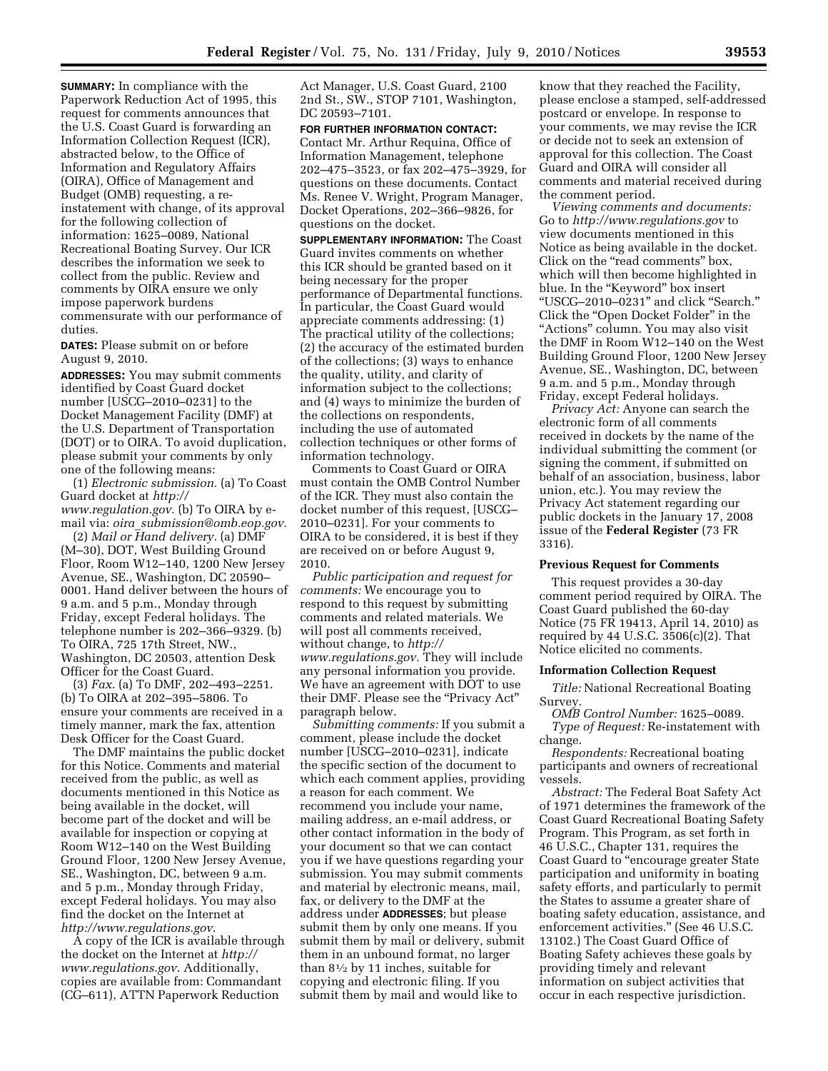**SUMMARY:** In compliance with the Paperwork Reduction Act of 1995, this request for comments announces that the U.S. Coast Guard is forwarding an Information Collection Request (ICR), abstracted below, to the Office of Information and Regulatory Affairs (OIRA), Office of Management and Budget (OMB) requesting, a re-instatement with change, of its approval for the following collection of information: 1625–0089, National Recreational Boating Survey. Our ICR describes the information we seek to collect from the public. Review and comments by OIRA ensure we only impose paperwork burdens commensurate with our performance of duties.

**DATES:** Please submit on or before August 9, 2010.

**ADDRESSES:** You may submit comments identified by Coast Guard docket number [USCG–2010–0231] to the Docket Management Facility (DMF) at the U.S. Department of Transportation (DOT) or to OIRA. To avoid duplication, please submit your comments by only one of the following means:

(1) *Electronic submission.* (a) To Coast Guard docket at *http://www.regulation.gov.* (b) To OIRA by e-mail via: *oira_submission@omb.eop.gov.*

(2) *Mail or Hand delivery.* (a) DMF (M–30), DOT, West Building Ground Floor, Room W12–140, 1200 New Jersey Avenue, SE., Washington, DC 20590–0001. Hand deliver between the hours of 9 a.m. and 5 p.m., Monday through Friday, except Federal holidays. The telephone number is 202–366–9329. (b) To OIRA, 725 17th Street, NW., Washington, DC 20503, attention Desk Officer for the Coast Guard.

(3) *Fax.* (a) To DMF, 202–493–2251. (b) To OIRA at 202–395–5806. To ensure your comments are received in a timely manner, mark the fax, attention Desk Officer for the Coast Guard.

The DMF maintains the public docket for this Notice. Comments and material received from the public, as well as documents mentioned in this Notice as being available in the docket, will become part of the docket and will be available for inspection or copying at Room W12–140 on the West Building Ground Floor, 1200 New Jersey Avenue, SE., Washington, DC, between 9 a.m. and 5 p.m., Monday through Friday, except Federal holidays. You may also find the docket on the Internet at *http://www.regulations.gov*.

A copy of the ICR is available through the docket on the Internet at *http://www.regulations.gov*. Additionally, copies are available from: Commandant (CG–611), ATTN Paperwork Reduction Act Manager, U.S. Coast Guard, 2100 2nd St., SW., STOP 7101, Washington, DC 20593–7101.

**FOR FURTHER INFORMATION CONTACT:** Contact Mr. Arthur Requina, Office of Information Management, telephone 202–475–3523, or fax 202–475–3929, for questions on these documents. Contact Ms. Renee V. Wright, Program Manager, Docket Operations, 202–366–9826, for questions on the docket.

**SUPPLEMENTARY INFORMATION:** The Coast Guard invites comments on whether this ICR should be granted based on it being necessary for the proper performance of Departmental functions. In particular, the Coast Guard would appreciate comments addressing: (1) The practical utility of the collections; (2) the accuracy of the estimated burden of the collections; (3) ways to enhance the quality, utility, and clarity of information subject to the collections; and (4) ways to minimize the burden of the collections on respondents, including the use of automated collection techniques or other forms of information technology.

Comments to Coast Guard or OIRA must contain the OMB Control Number of the ICR. They must also contain the docket number of this request, [USCG–2010–0231]. For your comments to OIRA to be considered, it is best if they are received on or before August 9, 2010.

*Public participation and request for comments:* We encourage you to respond to this request by submitting comments and related materials. We will post all comments received, without change, to *http://www.regulations.gov.* They will include any personal information you provide. We have an agreement with DOT to use their DMF. Please see the "Privacy Act" paragraph below.

*Submitting comments:* If you submit a comment, please include the docket number [USCG–2010–0231], indicate the specific section of the document to which each comment applies, providing a reason for each comment. We recommend you include your name, mailing address, an e-mail address, or other contact information in the body of your document so that we can contact you if we have questions regarding your submission. You may submit comments and material by electronic means, mail, fax, or delivery to the DMF at the address under **ADDRESSES**; but please submit them by only one means. If you submit them by mail or delivery, submit them in an unbound format, no larger than 8½ by 11 inches, suitable for copying and electronic filing. If you submit them by mail and would like to know that they reached the Facility, please enclose a stamped, self-addressed postcard or envelope. In response to your comments, we may revise the ICR or decide not to seek an extension of approval for this collection. The Coast Guard and OIRA will consider all comments and material received during the comment period.

*Viewing comments and documents:* Go to *http://www.regulations.gov* to view documents mentioned in this Notice as being available in the docket. Click on the "read comments" box, which will then become highlighted in blue. In the "Keyword" box insert "USCG–2010–0231" and click "Search." Click the "Open Docket Folder" in the "Actions" column. You may also visit the DMF in Room W12–140 on the West Building Ground Floor, 1200 New Jersey Avenue, SE., Washington, DC, between 9 a.m. and 5 p.m., Monday through Friday, except Federal holidays.

*Privacy Act:* Anyone can search the electronic form of all comments received in dockets by the name of the individual submitting the comment (or signing the comment, if submitted on behalf of an association, business, labor union, etc.). You may review the Privacy Act statement regarding our public dockets in the January 17, 2008 issue of the **Federal Register** (73 FR 3316).

### Previous Request for Comments

This request provides a 30-day comment period required by OIRA. The Coast Guard published the 60-day Notice (75 FR 19413, April 14, 2010) as required by 44 U.S.C. 3506(c)(2). That Notice elicited no comments.

### Information Collection Request

*Title:* National Recreational Boating Survey.

*OMB Control Number:* 1625–0089.

*Type of Request:* Re-instatement with change.

*Respondents:* Recreational boating participants and owners of recreational vessels.

*Abstract:* The Federal Boat Safety Act of 1971 determines the framework of the Coast Guard Recreational Boating Safety Program. This Program, as set forth in 46 U.S.C., Chapter 131, requires the Coast Guard to "encourage greater State participation and uniformity in boating safety efforts, and particularly to permit the States to assume a greater share of boating safety education, assistance, and enforcement activities." (See 46 U.S.C. 13102.) The Coast Guard Office of Boating Safety achieves these goals by providing timely and relevant information on subject activities that occur in each respective jurisdiction.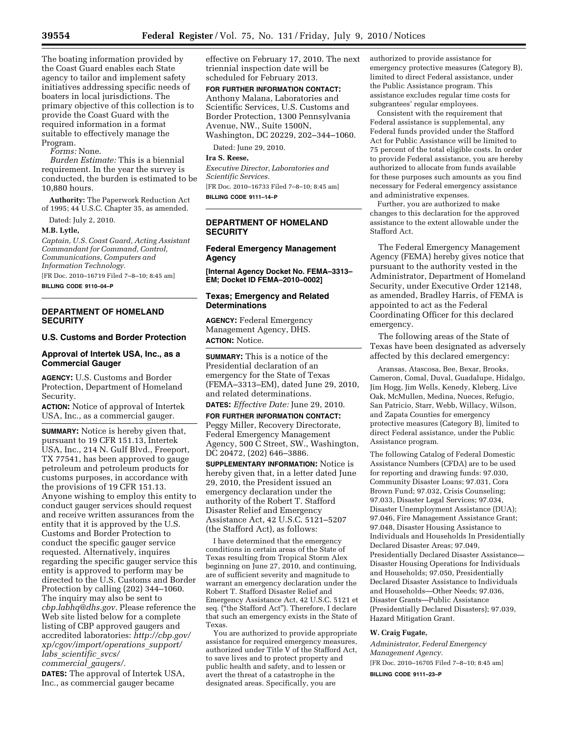The boating information provided by the Coast Guard enables each State agency to tailor and implement safety initiatives addressing specific needs of boaters in local jurisdictions. The primary objective of this collection is to provide the Coast Guard with the required information in a format suitable to effectively manage the Program.

*Forms:* None.

*Burden Estimate:* This is a biennial requirement. In the year the survey is conducted, the burden is estimated to be 10,880 hours.

**Authority:** The Paperwork Reduction Act of 1995; 44 U.S.C. Chapter 35, as amended.

Dated: July 2, 2010.

**M.B. Lytle,**

*Captain, U.S. Coast Guard, Acting Assistant Commandant for Command, Control, Communications, Computers and Information Technology.*

[FR Doc. 2010–16719 Filed 7–8–10; 8:45 am]

**BILLING CODE 9110–04–P**

## DEPARTMENT OF HOMELAND SECURITY

### U.S. Customs and Border Protection

### Approval of Intertek USA, Inc., as a Commercial Gauger

**AGENCY:** U.S. Customs and Border Protection, Department of Homeland Security.

**ACTION:** Notice of approval of Intertek USA, Inc., as a commercial gauger.

**SUMMARY:** Notice is hereby given that, pursuant to 19 CFR 151.13, Intertek USA, Inc., 214 N. Gulf Blvd., Freeport, TX 77541, has been approved to gauge petroleum and petroleum products for customs purposes, in accordance with the provisions of 19 CFR 151.13. Anyone wishing to employ this entity to conduct gauger services should request and receive written assurances from the entity that it is approved by the U.S. Customs and Border Protection to conduct the specific gauger service requested. Alternatively, inquires regarding the specific gauger service this entity is approved to perform may be directed to the U.S. Customs and Border Protection by calling (202) 344–1060. The inquiry may also be sent to *cbp.labhq@dhs.gov*. Please reference the Web site listed below for a complete listing of CBP approved gaugers and accredited laboratories: *http://cbp.gov/xp/cgov/import/operations_support/labs_scientific_svcs/commercial_gaugers/*.

**DATES:** The approval of Intertek USA, Inc., as commercial gauger became effective on February 17, 2010. The next triennial inspection date will be scheduled for February 2013.

**FOR FURTHER INFORMATION CONTACT:** Anthony Malana, Laboratories and Scientific Services, U.S. Customs and Border Protection, 1300 Pennsylvania Avenue, NW., Suite 1500N, Washington, DC 20229, 202–344–1060.

Dated: June 29, 2010.

**Ira S. Reese,**

*Executive Director, Laboratories and Scientific Services.*

[FR Doc. 2010–16733 Filed 7–8–10; 8:45 am]

**BILLING CODE 9111–14–P**

## DEPARTMENT OF HOMELAND SECURITY

### Federal Emergency Management Agency

**[Internal Agency Docket No. FEMA–3313–EM; Docket ID FEMA–2010–0002]**

### Texas; Emergency and Related Determinations

**AGENCY:** Federal Emergency Management Agency, DHS.

**ACTION:** Notice.

**SUMMARY:** This is a notice of the Presidential declaration of an emergency for the State of Texas (FEMA–3313–EM), dated June 29, 2010, and related determinations.

**DATES:** *Effective Date:* June 29, 2010.

**FOR FURTHER INFORMATION CONTACT:** Peggy Miller, Recovery Directorate, Federal Emergency Management Agency, 500 C Street, SW., Washington, DC 20472, (202) 646–3886.

**SUPPLEMENTARY INFORMATION:** Notice is hereby given that, in a letter dated June 29, 2010, the President issued an emergency declaration under the authority of the Robert T. Stafford Disaster Relief and Emergency Assistance Act, 42 U.S.C. 5121–5207 (the Stafford Act), as follows:

I have determined that the emergency conditions in certain areas of the State of Texas resulting from Tropical Storm Alex beginning on June 27, 2010, and continuing, are of sufficient severity and magnitude to warrant an emergency declaration under the Robert T. Stafford Disaster Relief and Emergency Assistance Act, 42 U.S.C. 5121 et seq. ("the Stafford Act"). Therefore, I declare that such an emergency exists in the State of Texas.

You are authorized to provide appropriate assistance for required emergency measures, authorized under Title V of the Stafford Act, to save lives and to protect property and public health and safety, and to lessen or avert the threat of a catastrophe in the designated areas. Specifically, you are authorized to provide assistance for emergency protective measures (Category B), limited to direct Federal assistance, under the Public Assistance program. This assistance excludes regular time costs for subgrantees' regular employees.

Consistent with the requirement that Federal assistance is supplemental, any Federal funds provided under the Stafford Act for Public Assistance will be limited to 75 percent of the total eligible costs. In order to provide Federal assistance, you are hereby authorized to allocate from funds available for these purposes such amounts as you find necessary for Federal emergency assistance and administrative expenses.

Further, you are authorized to make changes to this declaration for the approved assistance to the extent allowable under the Stafford Act.

The Federal Emergency Management Agency (FEMA) hereby gives notice that pursuant to the authority vested in the Administrator, Department of Homeland Security, under Executive Order 12148, as amended, Bradley Harris, of FEMA is appointed to act as the Federal Coordinating Officer for this declared emergency.

The following areas of the State of Texas have been designated as adversely affected by this declared emergency:

Aransas, Atascosa, Bee, Bexar, Brooks, Cameron, Comal, Duval, Guadalupe, Hidalgo, Jim Hogg, Jim Wells, Kenedy, Kleberg, Live Oak, McMullen, Medina, Nueces, Refugio, San Patricio, Starr, Webb, Willacy, Wilson, and Zapata Counties for emergency protective measures (Category B), limited to direct Federal assistance, under the Public Assistance program.

The following Catalog of Federal Domestic Assistance Numbers (CFDA) are to be used for reporting and drawing funds: 97.030, Community Disaster Loans; 97.031, Cora Brown Fund; 97.032, Crisis Counseling; 97.033, Disaster Legal Services; 97.034, Disaster Unemployment Assistance (DUA); 97.046, Fire Management Assistance Grant; 97.048, Disaster Housing Assistance to Individuals and Households In Presidentially Declared Disaster Areas; 97.049, Presidentially Declared Disaster Assistance—Disaster Housing Operations for Individuals and Households; 97.050, Presidentially Declared Disaster Assistance to Individuals and Households—Other Needs; 97.036, Disaster Grants—Public Assistance (Presidentially Declared Disasters); 97.039, Hazard Mitigation Grant.

**W. Craig Fugate,**

*Administrator, Federal Emergency Management Agency.*

[FR Doc. 2010–16705 Filed 7–8–10; 8:45 am]

**BILLING CODE 9111–23–P**